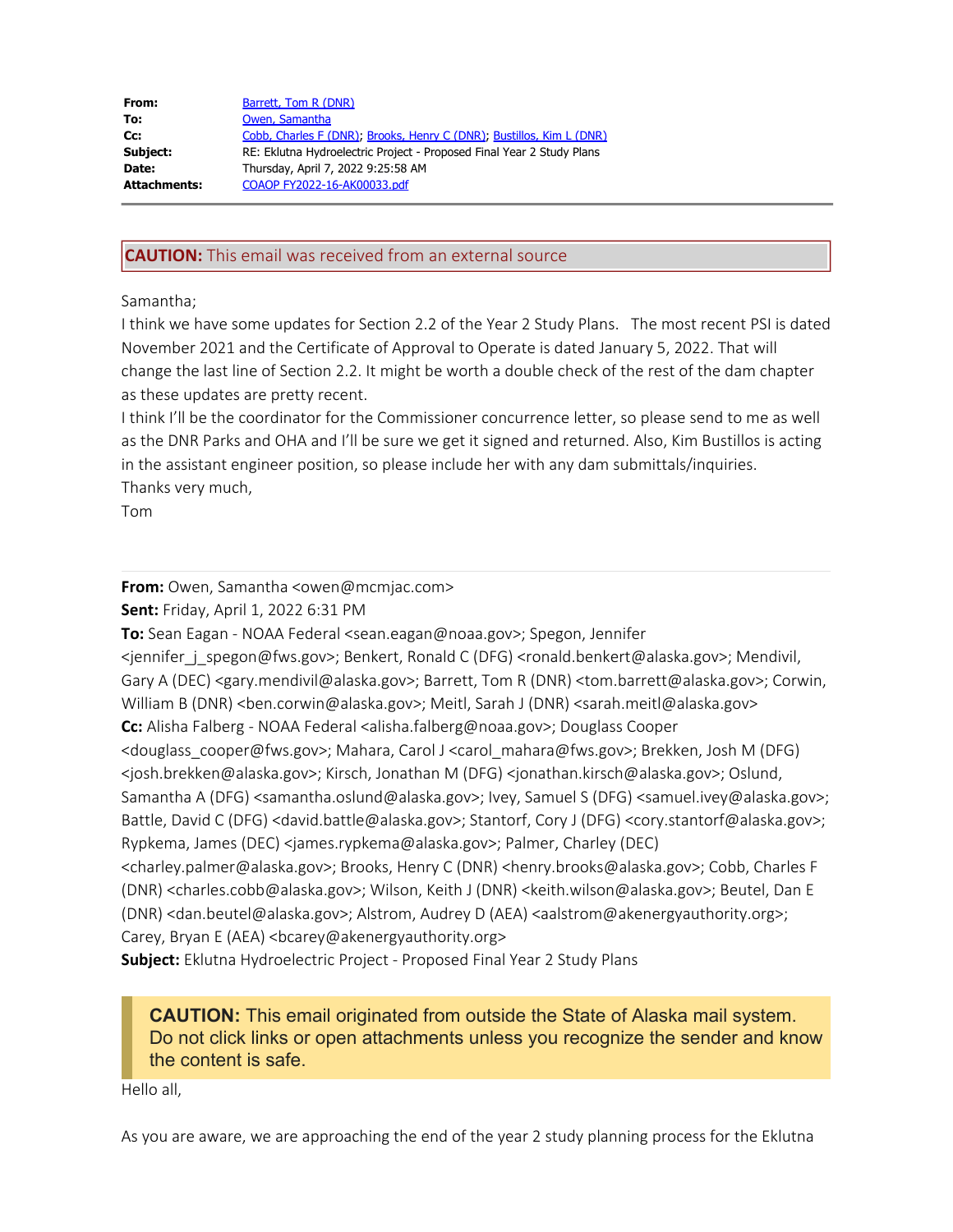| | |
|---|---|
| **From:** | Barrett, Tom R (DNR) |
| **To:** | Owen, Samantha |
| **Cc:** | Cobb, Charles F (DNR); Brooks, Henry C (DNR); Bustillos, Kim L (DNR) |
| **Subject:** | RE: Eklutna Hydroelectric Project - Proposed Final Year 2 Study Plans |
| **Date:** | Thursday, April 7, 2022 9:25:58 AM |
| **Attachments:** | COAOP FY2022-16-AK00033.pdf |

**CAUTION:** This email was received from an external source

Samantha;

I think we have some updates for Section 2.2 of the Year 2 Study Plans. The most recent PSI is dated November 2021 and the Certificate of Approval to Operate is dated January 5, 2022. That will change the last line of Section 2.2. It might be worth a double check of the rest of the dam chapter as these updates are pretty recent.

I think I'll be the coordinator for the Commissioner concurrence letter, so please send to me as well as the DNR Parks and OHA and I'll be sure we get it signed and returned. Also, Kim Bustillos is acting in the assistant engineer position, so please include her with any dam submittals/inquiries.

Thanks very much,

Tom

---

**From:** Owen, Samantha <owen@mcmjac.com>
**Sent:** Friday, April 1, 2022 6:31 PM
**To:** Sean Eagan - NOAA Federal <sean.eagan@noaa.gov>; Spegon, Jennifer <jennifer_j_spegon@fws.gov>; Benkert, Ronald C (DFG) <ronald.benkert@alaska.gov>; Mendivil, Gary A (DEC) <gary.mendivil@alaska.gov>; Barrett, Tom R (DNR) <tom.barrett@alaska.gov>; Corwin, William B (DNR) <ben.corwin@alaska.gov>; Meitl, Sarah J (DNR) <sarah.meitl@alaska.gov>
**Cc:** Alisha Falberg - NOAA Federal <alisha.falberg@noaa.gov>; Douglass Cooper <douglass_cooper@fws.gov>; Mahara, Carol J <carol_mahara@fws.gov>; Brekken, Josh M (DFG) <josh.brekken@alaska.gov>; Kirsch, Jonathan M (DFG) <jonathan.kirsch@alaska.gov>; Oslund, Samantha A (DFG) <samantha.oslund@alaska.gov>; Ivey, Samuel S (DFG) <samuel.ivey@alaska.gov>; Battle, David C (DFG) <david.battle@alaska.gov>; Stantorf, Cory J (DFG) <cory.stantorf@alaska.gov>; Rypkema, James (DEC) <james.rypkema@alaska.gov>; Palmer, Charley (DEC) <charley.palmer@alaska.gov>; Brooks, Henry C (DNR) <henry.brooks@alaska.gov>; Cobb, Charles F (DNR) <charles.cobb@alaska.gov>; Wilson, Keith J (DNR) <keith.wilson@alaska.gov>; Beutel, Dan E (DNR) <dan.beutel@alaska.gov>; Alstrom, Audrey D (AEA) <aalstrom@akenergyauthority.org>; Carey, Bryan E (AEA) <bcarey@akenergyauthority.org>
**Subject:** Eklutna Hydroelectric Project - Proposed Final Year 2 Study Plans

**CAUTION:** This email originated from outside the State of Alaska mail system. Do not click links or open attachments unless you recognize the sender and know the content is safe.

Hello all,

As you are aware, we are approaching the end of the year 2 study planning process for the Eklutna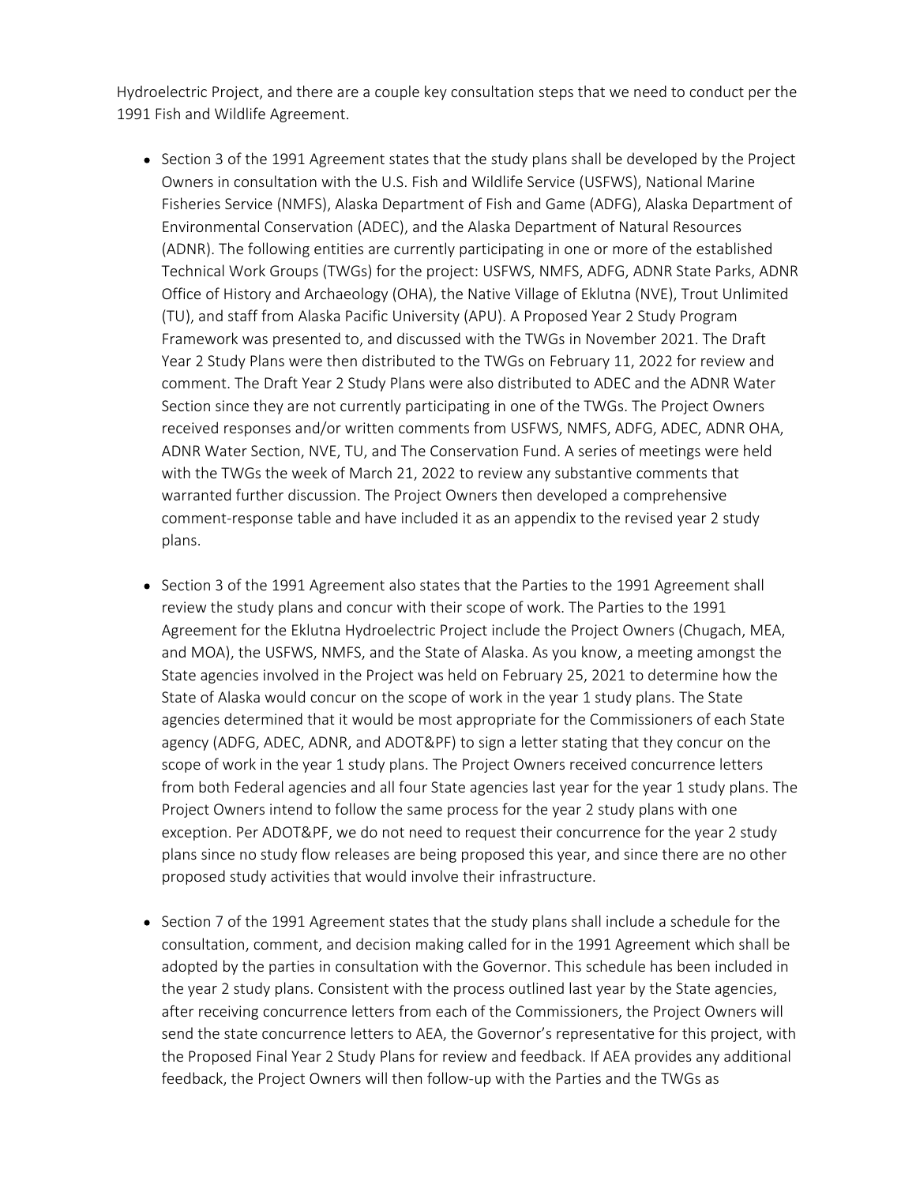Hydroelectric Project, and there are a couple key consultation steps that we need to conduct per the 1991 Fish and Wildlife Agreement.

- Section 3 of the 1991 Agreement states that the study plans shall be developed by the Project Owners in consultation with the U.S. Fish and Wildlife Service (USFWS), National Marine Fisheries Service (NMFS), Alaska Department of Fish and Game (ADFG), Alaska Department of Environmental Conservation (ADEC), and the Alaska Department of Natural Resources (ADNR). The following entities are currently participating in one or more of the established Technical Work Groups (TWGs) for the project: USFWS, NMFS, ADFG, ADNR State Parks, ADNR Office of History and Archaeology (OHA), the Native Village of Eklutna (NVE), Trout Unlimited (TU), and staff from Alaska Pacific University (APU). A Proposed Year 2 Study Program Framework was presented to, and discussed with the TWGs in November 2021. The Draft Year 2 Study Plans were then distributed to the TWGs on February 11, 2022 for review and comment. The Draft Year 2 Study Plans were also distributed to ADEC and the ADNR Water Section since they are not currently participating in one of the TWGs. The Project Owners received responses and/or written comments from USFWS, NMFS, ADFG, ADEC, ADNR OHA, ADNR Water Section, NVE, TU, and The Conservation Fund. A series of meetings were held with the TWGs the week of March 21, 2022 to review any substantive comments that warranted further discussion. The Project Owners then developed a comprehensive comment-response table and have included it as an appendix to the revised year 2 study plans.

- Section 3 of the 1991 Agreement also states that the Parties to the 1991 Agreement shall review the study plans and concur with their scope of work. The Parties to the 1991 Agreement for the Eklutna Hydroelectric Project include the Project Owners (Chugach, MEA, and MOA), the USFWS, NMFS, and the State of Alaska. As you know, a meeting amongst the State agencies involved in the Project was held on February 25, 2021 to determine how the State of Alaska would concur on the scope of work in the year 1 study plans. The State agencies determined that it would be most appropriate for the Commissioners of each State agency (ADFG, ADEC, ADNR, and ADOT&PF) to sign a letter stating that they concur on the scope of work in the year 1 study plans. The Project Owners received concurrence letters from both Federal agencies and all four State agencies last year for the year 1 study plans. The Project Owners intend to follow the same process for the year 2 study plans with one exception. Per ADOT&PF, we do not need to request their concurrence for the year 2 study plans since no study flow releases are being proposed this year, and since there are no other proposed study activities that would involve their infrastructure.

- Section 7 of the 1991 Agreement states that the study plans shall include a schedule for the consultation, comment, and decision making called for in the 1991 Agreement which shall be adopted by the parties in consultation with the Governor. This schedule has been included in the year 2 study plans. Consistent with the process outlined last year by the State agencies, after receiving concurrence letters from each of the Commissioners, the Project Owners will send the state concurrence letters to AEA, the Governor's representative for this project, with the Proposed Final Year 2 Study Plans for review and feedback. If AEA provides any additional feedback, the Project Owners will then follow-up with the Parties and the TWGs as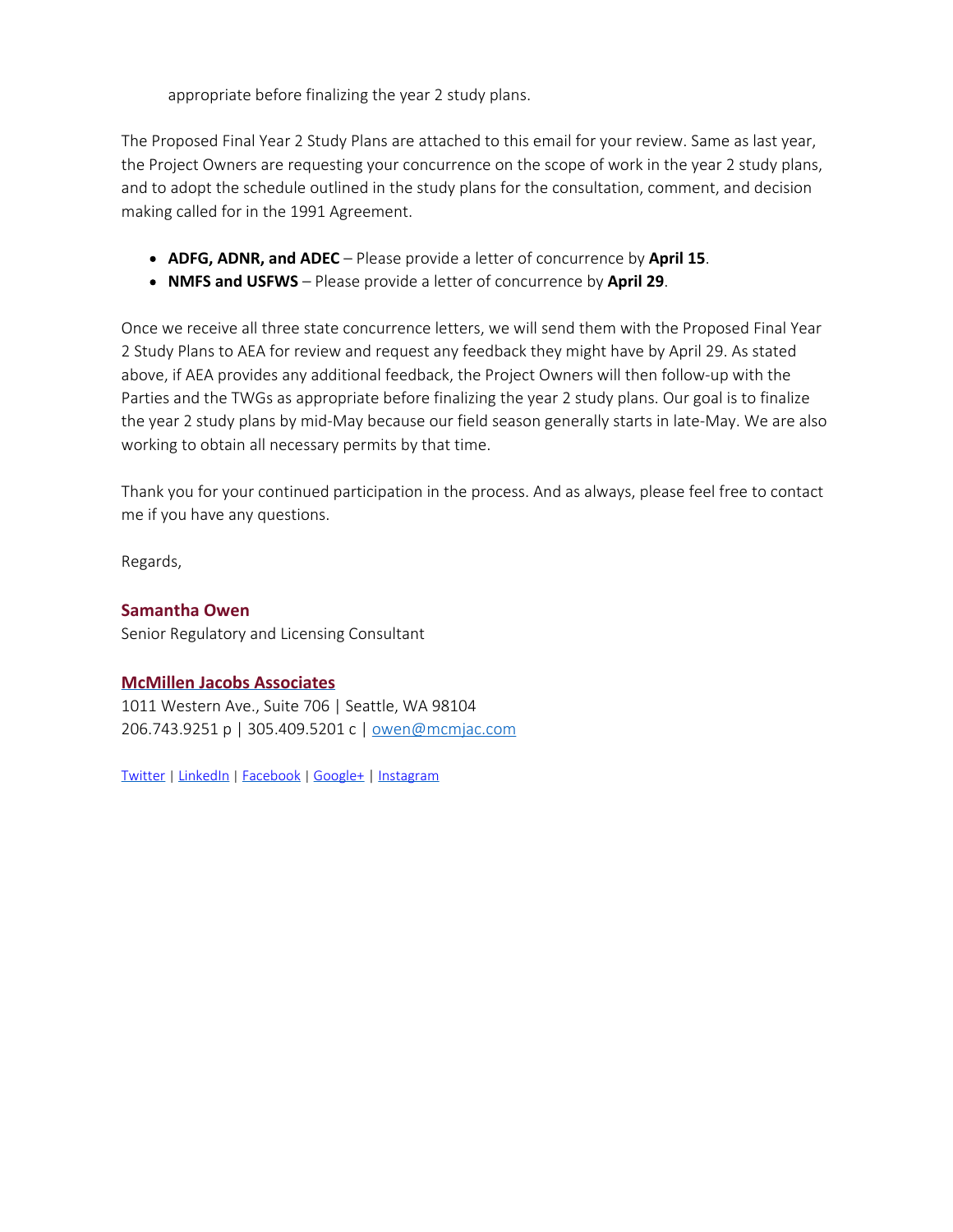appropriate before finalizing the year 2 study plans.

The Proposed Final Year 2 Study Plans are attached to this email for your review. Same as last year, the Project Owners are requesting your concurrence on the scope of work in the year 2 study plans, and to adopt the schedule outlined in the study plans for the consultation, comment, and decision making called for in the 1991 Agreement.

- **ADFG, ADNR, and ADEC** – Please provide a letter of concurrence by **April 15**.
- **NMFS and USFWS** – Please provide a letter of concurrence by **April 29**.

Once we receive all three state concurrence letters, we will send them with the Proposed Final Year 2 Study Plans to AEA for review and request any feedback they might have by April 29. As stated above, if AEA provides any additional feedback, the Project Owners will then follow-up with the Parties and the TWGs as appropriate before finalizing the year 2 study plans. Our goal is to finalize the year 2 study plans by mid-May because our field season generally starts in late-May. We are also working to obtain all necessary permits by that time.

Thank you for your continued participation in the process. And as always, please feel free to contact me if you have any questions.

Regards,

**Samantha Owen**
Senior Regulatory and Licensing Consultant

**McMillen Jacobs Associates**
1011 Western Ave., Suite 706 | Seattle, WA 98104
206.743.9251 p | 305.409.5201 c | owen@mcmjac.com

Twitter | LinkedIn | Facebook | Google+ | Instagram